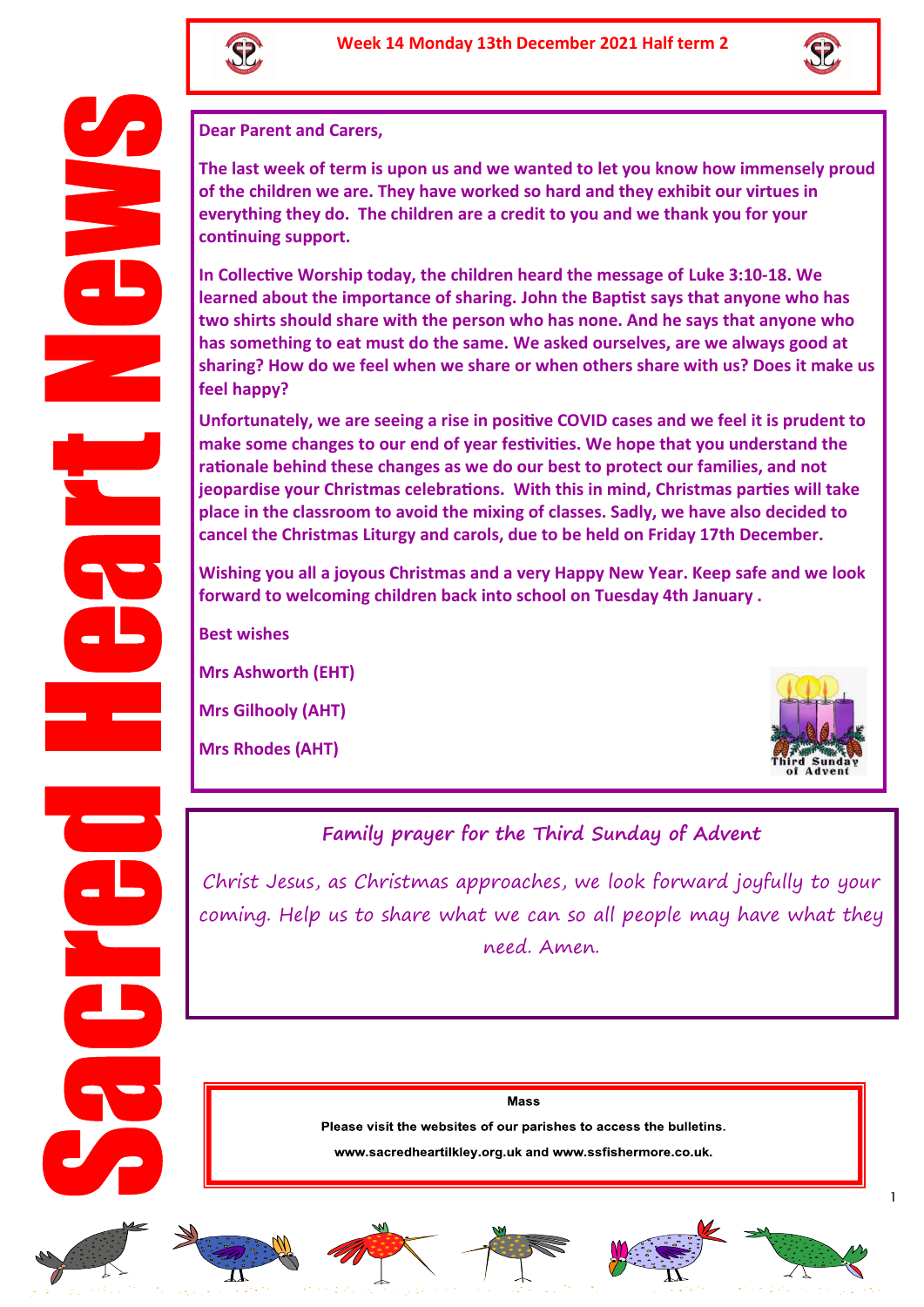# Sacred Heart News

**Week 14 Monday 13th December 2021 Half term 2**

**Dear Parent and Carers,**

**The last week of term is upon us and we wanted to let you know how immensely proud of the children we are. They have worked so hard and they exhibit our virtues in everything they do. The children are a credit to you and we thank you for your continuing support.**

**In Collective Worship today, the children heard the message of Luke 3:10-18. We learned about the importance of sharing. John the Baptist says that anyone who has two shirts should share with the person who has none. And he says that anyone who has something to eat must do the same. We asked ourselves, are we always good at sharing? How do we feel when we share or when others share with us? Does it make us feel happy?**

**Unfortunately, we are seeing a rise in positive COVID cases and we feel it is prudent to make some changes to our end of year festivities. We hope that you understand the rationale behind these changes as we do our best to protect our families, and not jeopardise your Christmas celebrations. With this in mind, Christmas parties will take place in the classroom to avoid the mixing of classes. Sadly, we have also decided to cancel the Christmas Liturgy and carols, due to be held on Friday 17th December.**

**Wishing you all a joyous Christmas and a very Happy New Year. Keep safe and we look forward to welcoming children back into school on Tuesday 4th January .**

**Best wishes**

**Mrs Ashworth (EHT)**

**Mrs Gilhooly (AHT)**

**Mrs Rhodes (AHT)**

Third Sunday of Advent

## Family prayer for the Third Sunday of Advent

*Christ Jesus, as Christmas approaches, we look forward joyfully to your coming. Help us to share what we can so all people may have what they need. Amen.*

**Mass**

**Please visit the websites of our parishes to access the bulletins.**

**www.sacredheartilkley.org.uk and www.ssfishermore.co.uk.**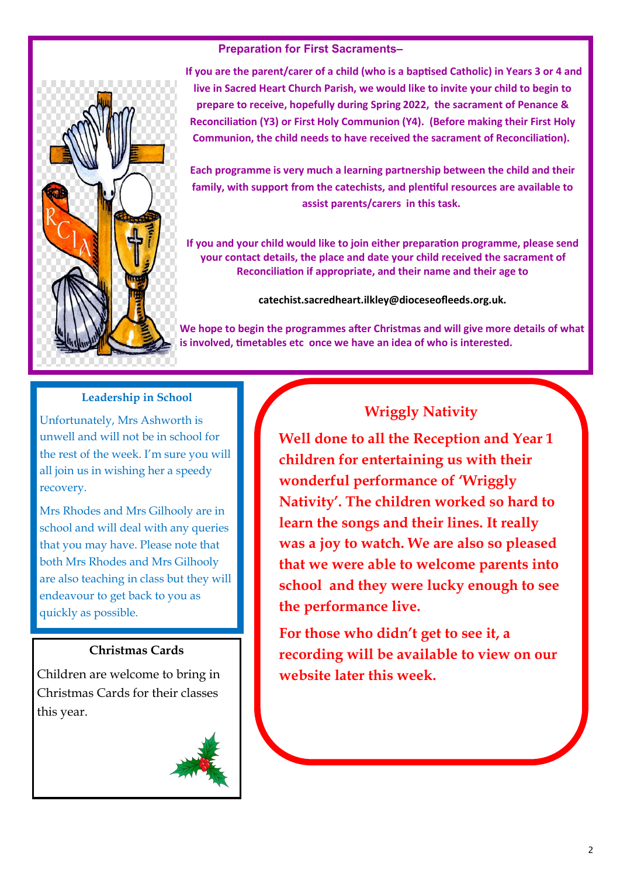## Preparation for First Sacraments–

**If you are the parent/carer of a child (who is a baptised Catholic) in Years 3 or 4 and live in Sacred Heart Church Parish, we would like to invite your child to begin to prepare to receive, hopefully during Spring 2022, the sacrament of Penance & Reconciliation (Y3) or First Holy Communion (Y4). (Before making their First Holy Communion, the child needs to have received the sacrament of Reconciliation).**

**Each programme is very much a learning partnership between the child and their family, with support from the catechists, and plentiful resources are available to assist parents/carers in this task.**

**If you and your child would like to join either preparation programme, please send your contact details, the place and date your child received the sacrament of Reconciliation if appropriate, and their name and their age to**

**catechist.sacredheart.ilkley@dioceseofleeds.org.uk.**

**We hope to begin the programmes after Christmas and will give more details of what is involved, timetables etc once we have an idea of who is interested.**

### Leadership in School

Unfortunately, Mrs Ashworth is unwell and will not be in school for the rest of the week. I'm sure you will all join us in wishing her a speedy recovery.

Mrs Rhodes and Mrs Gilhooly are in school and will deal with any queries that you may have. Please note that both Mrs Rhodes and Mrs Gilhooly are also teaching in class but they will endeavour to get back to you as quickly as possible.

### Christmas Cards

Children are welcome to bring in Christmas Cards for their classes this year.

### Wriggly Nativity

**Well done to all the Reception and Year 1 children for entertaining us with their wonderful performance of 'Wriggly Nativity'. The children worked so hard to learn the songs and their lines. It really was a joy to watch. We are also so pleased that we were able to welcome parents into school and they were lucky enough to see the performance live.**

**For those who didn't get to see it, a recording will be available to view on our website later this week.**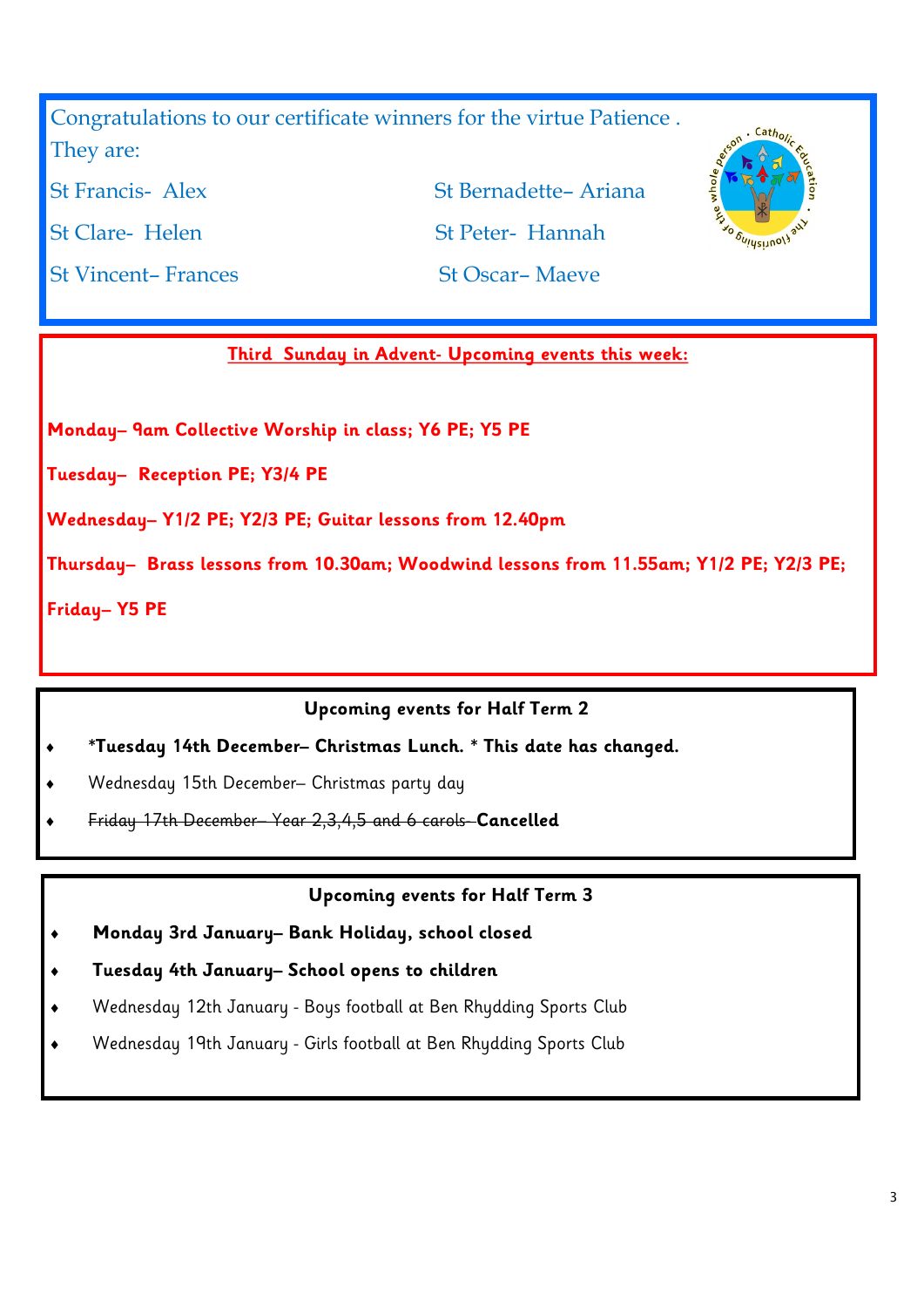Congratulations to our certificate winners for the virtue Patience .
They are:

St Francis- Alex

St Bernadette– Ariana

St Clare- Helen

St Peter- Hannah

St Vincent– Frances

St Oscar– Maeve

## Third Sunday in Advent- Upcoming events this week:

**Monday– 9am Collective Worship in class; Y6 PE; Y5 PE**

**Tuesday– Reception PE; Y3/4 PE**

**Wednesday– Y1/2 PE; Y2/3 PE; Guitar lessons from 12.40pm**

**Thursday– Brass lessons from 10.30am; Woodwind lessons from 11.55am; Y1/2 PE; Y2/3 PE;**

**Friday– Y5 PE**

## Upcoming events for Half Term 2

- **\*Tuesday 14th December– Christmas Lunch. \* This date has changed.**
- Wednesday 15th December– Christmas party day
- ~~Friday 17th December– Year 2,3,4,5 and 6 carols-~~ **Cancelled**

## Upcoming events for Half Term 3

- **Monday 3rd January– Bank Holiday, school closed**
- **Tuesday 4th January– School opens to children**
- Wednesday 12th January - Boys football at Ben Rhydding Sports Club
- Wednesday 19th January - Girls football at Ben Rhydding Sports Club